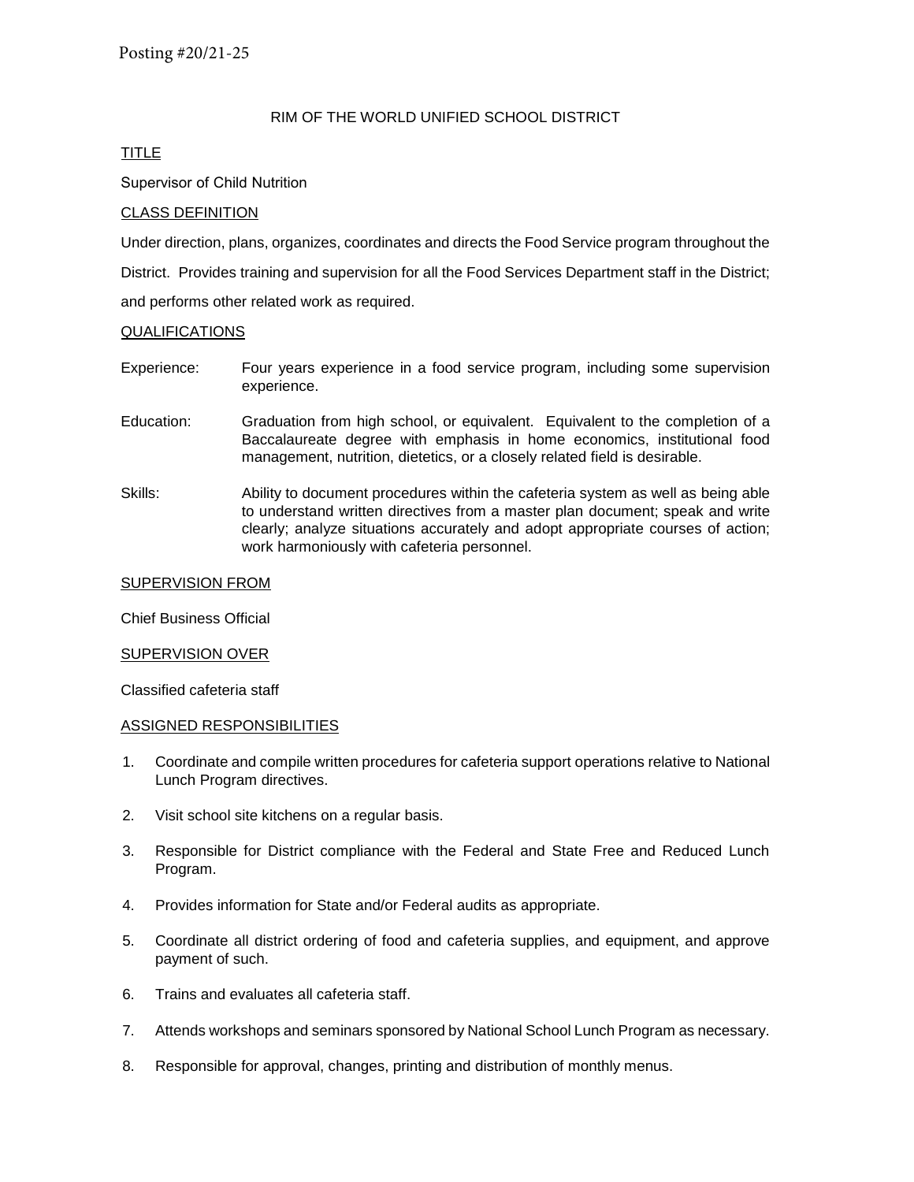Posting #20/21-25

# RIM OF THE WORLD UNIFIED SCHOOL DISTRICT

## TITLE

Supervisor of Child Nutrition

## CLASS DEFINITION

Under direction, plans, organizes, coordinates and directs the Food Service program throughout the District. Provides training and supervision for all the Food Services Department staff in the District; and performs other related work as required.

## QUALIFICATIONS

**Experience:** Four years experience in a food service program, including some supervision experience.

**Education:** Graduation from high school, or equivalent. Equivalent to the completion of a Baccalaureate degree with emphasis in home economics, institutional food management, nutrition, dietetics, or a closely related field is desirable.

**Skills:** Ability to document procedures within the cafeteria system as well as being able to understand written directives from a master plan document; speak and write clearly; analyze situations accurately and adopt appropriate courses of action; work harmoniously with cafeteria personnel.

## SUPERVISION FROM

Chief Business Official

## SUPERVISION OVER

Classified cafeteria staff

## ASSIGNED RESPONSIBILITIES

1. Coordinate and compile written procedures for cafeteria support operations relative to National Lunch Program directives.
2. Visit school site kitchens on a regular basis.
3. Responsible for District compliance with the Federal and State Free and Reduced Lunch Program.
4. Provides information for State and/or Federal audits as appropriate.
5. Coordinate all district ordering of food and cafeteria supplies, and equipment, and approve payment of such.
6. Trains and evaluates all cafeteria staff.
7. Attends workshops and seminars sponsored by National School Lunch Program as necessary.
8. Responsible for approval, changes, printing and distribution of monthly menus.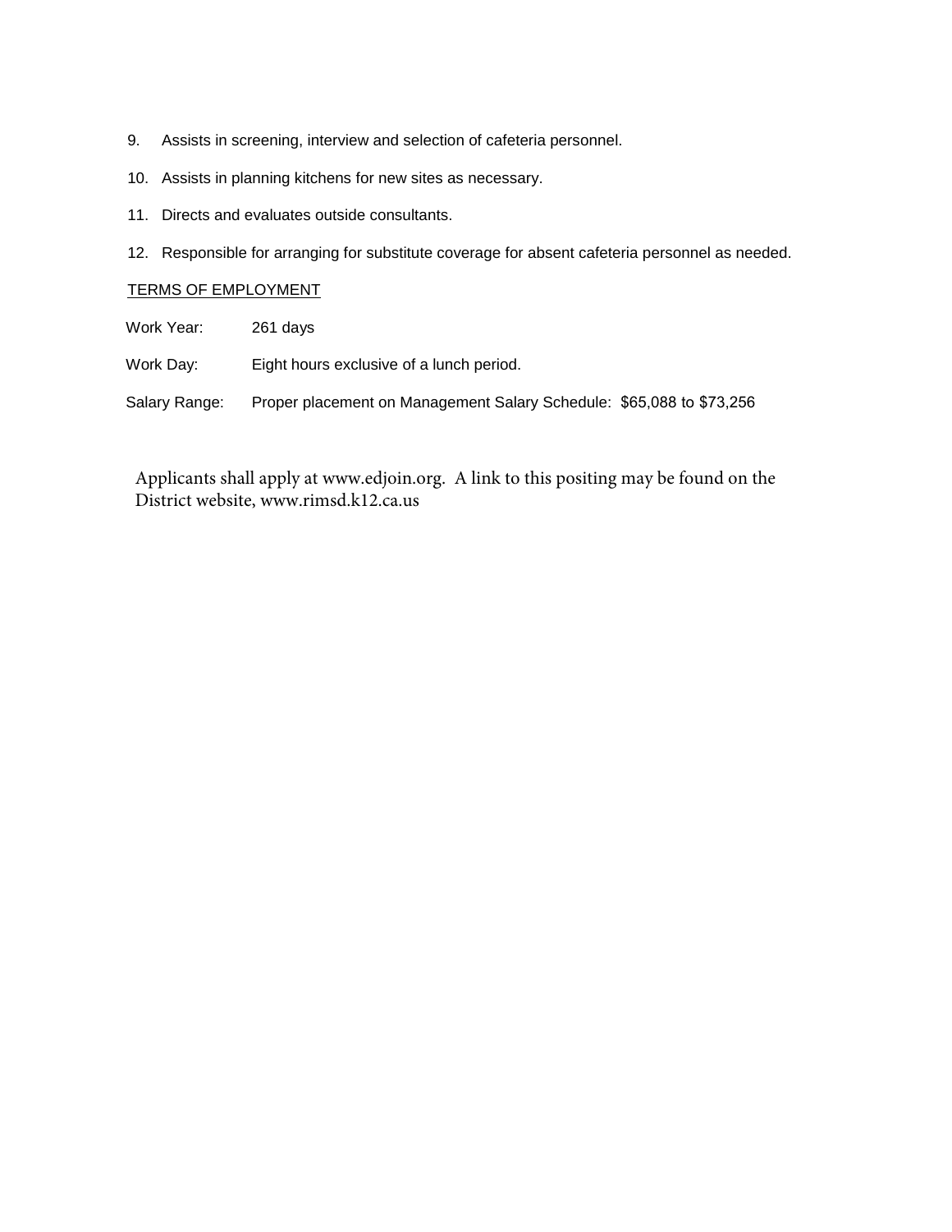9. Assists in screening, interview and selection of cafeteria personnel.

10. Assists in planning kitchens for new sites as necessary.

11. Directs and evaluates outside consultants.

12. Responsible for arranging for substitute coverage for absent cafeteria personnel as needed.

TERMS OF EMPLOYMENT

| | |
|---|---|
| Work Year: | 261 days |
| Work Day: | Eight hours exclusive of a lunch period. |
| Salary Range: | Proper placement on Management Salary Schedule: $65,088 to $73,256 |

Applicants shall apply at www.edjoin.org. A link to this positing may be found on the District website, www.rimsd.k12.ca.us